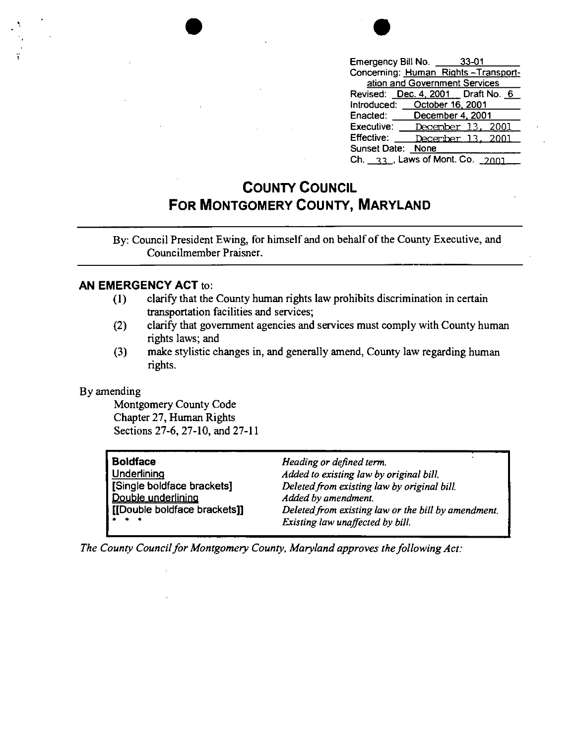Emergency Bill No. 33-01
Concerning: Human Rights – Transportation and Government Services
Revised: Dec. 4, 2001 Draft No. 6
Introduced: October 16, 2001
Enacted: December 4, 2001
Executive: December 13, 2001
Effective: December 13, 2001
Sunset Date: None
Ch. 33, Laws of Mont. Co. 2001

# COUNTY COUNCIL
# FOR MONTGOMERY COUNTY, MARYLAND

By: Council President Ewing, for himself and on behalf of the County Executive, and Councilmember Praisner.

**AN EMERGENCY ACT** to:

(1) clarify that the County human rights law prohibits discrimination in certain transportation facilities and services;
(2) clarify that government agencies and services must comply with County human rights laws; and
(3) make stylistic changes in, and generally amend, County law regarding human rights.

By amending
Montgomery County Code
Chapter 27, Human Rights
Sections 27-6, 27-10, and 27-11

| | |
|---|---|
| **Boldface** | *Heading or defined term.* |
| Underlining | *Added to existing law by original bill.* |
| [Single boldface brackets] | *Deleted from existing law by original bill.* |
| Double underlining | *Added by amendment.* |
| [[Double boldface brackets]] | *Deleted from existing law or the bill by amendment.* |
| * * * | *Existing law unaffected by bill.* |

*The County Council for Montgomery County, Maryland approves the following Act:*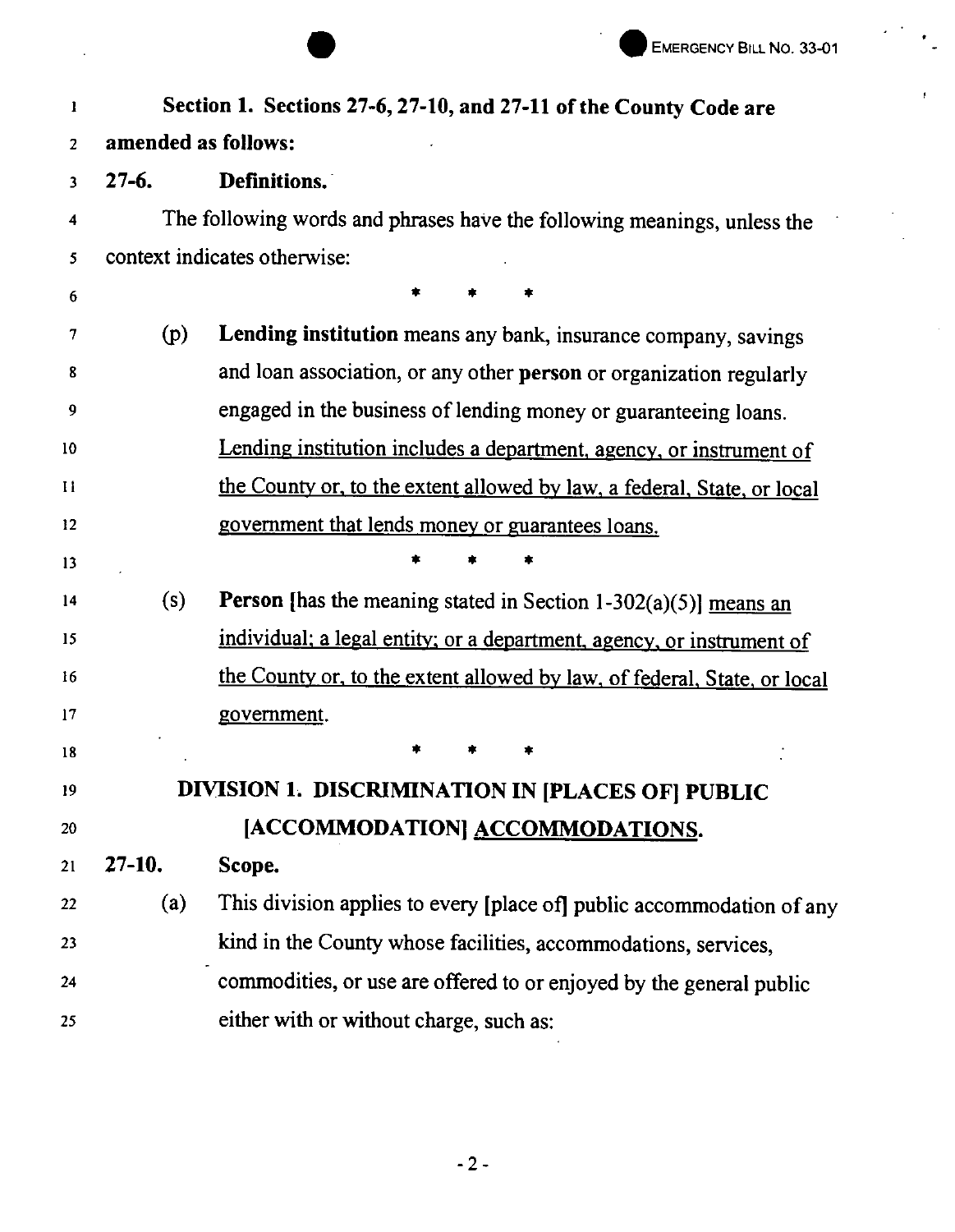**Section 1. Sections 27-6, 27-10, and 27-11 of the County Code are amended as follows:**

**27-6. Definitions.**

The following words and phrases have the following meanings, unless the context indicates otherwise:

\* \* \*

(p) **Lending institution** means any bank, insurance company, savings and loan association, or any other **person** or organization regularly engaged in the business of lending money or guaranteeing loans. <u>Lending institution includes a department, agency, or instrument of the County or, to the extent allowed by law, a federal, State, or local government that lends money or guarantees loans.</u>

\* \* \*

(s) **Person** [has the meaning stated in Section 1-302(a)(5)] <u>means an individual; a legal entity; or a department, agency, or instrument of the County or, to the extent allowed by law, of federal, State, or local government</u>.

\* \* \*

**DIVISION 1. DISCRIMINATION IN [PLACES OF] PUBLIC [ACCOMMODATION] <u>ACCOMMODATIONS</u>.**

**27-10. Scope.**

(a) This division applies to every [place of] public accommodation of any kind in the County whose facilities, accommodations, services, commodities, or use are offered to or enjoyed by the general public either with or without charge, such as: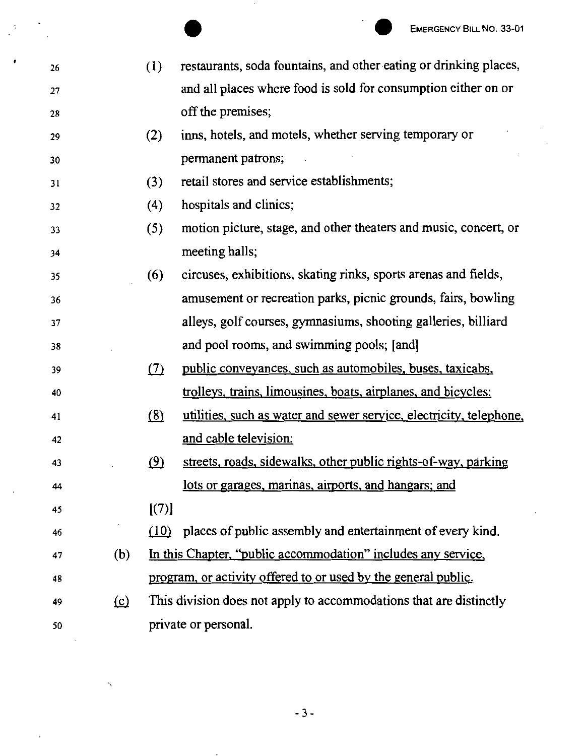(1) restaurants, soda fountains, and other eating or drinking places, and all places where food is sold for consumption either on or off the premises;

(2) inns, hotels, and motels, whether serving temporary or permanent patrons;

(3) retail stores and service establishments;

(4) hospitals and clinics;

(5) motion picture, stage, and other theaters and music, concert, or meeting halls;

(6) circuses, exhibitions, skating rinks, sports arenas and fields, amusement or recreation parks, picnic grounds, fairs, bowling alleys, golf courses, gymnasiums, shooting galleries, billiard and pool rooms, and swimming pools; [and]

<u>(7)</u> <u>public conveyances, such as automobiles, buses, taxicabs, trolleys, trains, limousines, boats, airplanes, and bicycles;</u>

<u>(8)</u> <u>utilities, such as water and sewer service, electricity, telephone, and cable television;</u>

<u>(9)</u> <u>streets, roads, sidewalks, other public rights-of-way, parking lots or garages, marinas, airports, and hangars; and</u>

[(7)]

<u>(10)</u> places of public assembly and entertainment of every kind.

(b) <u>In this Chapter, "public accommodation" includes any service, program, or activity offered to or used by the general public.</u>

<u>(c)</u> This division does not apply to accommodations that are distinctly private or personal.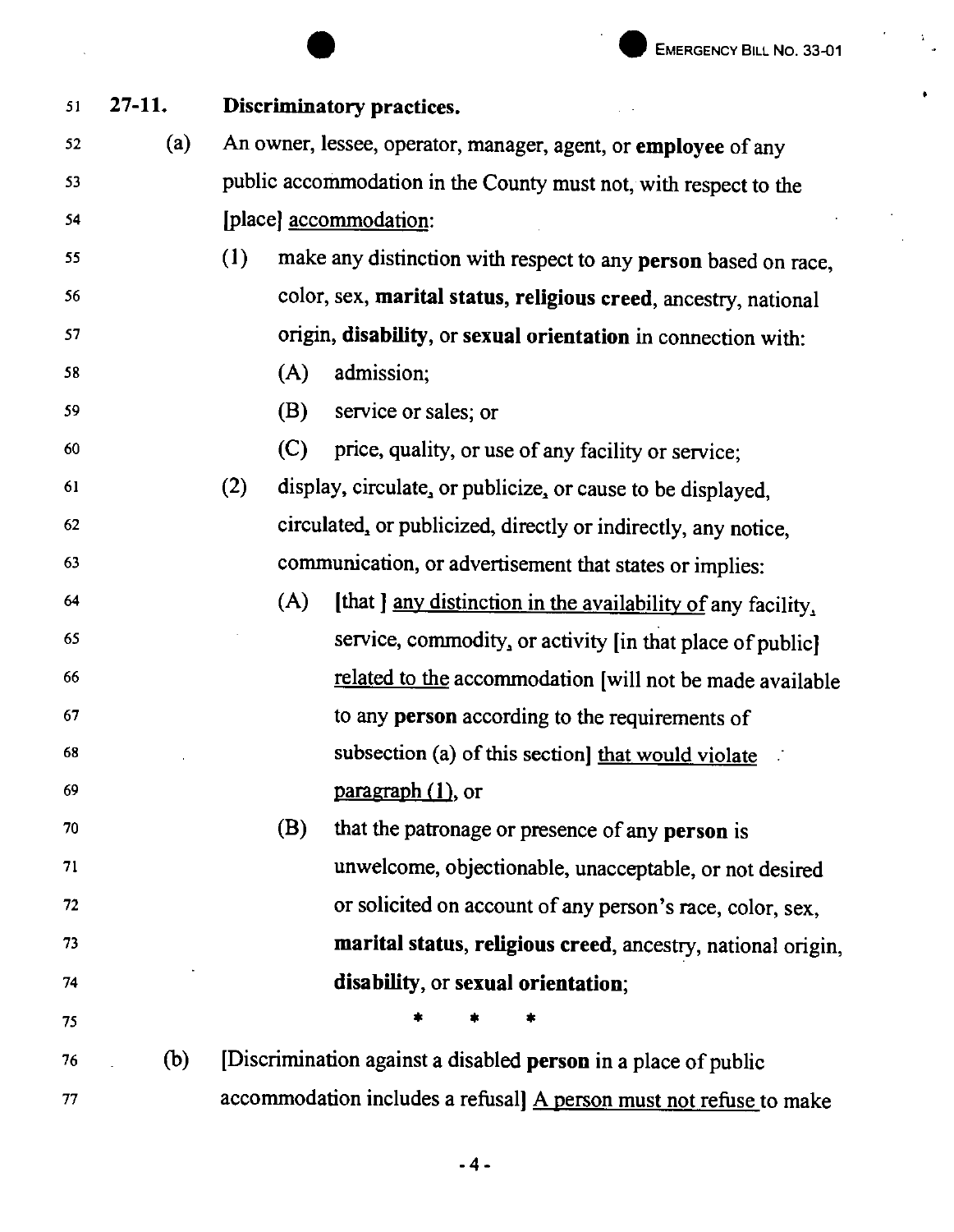**27-11. Discriminatory practices.**

(a) An owner, lessee, operator, manager, agent, or **employee** of any public accommodation in the County must not, with respect to the [place] <u>accommodation</u>:

(1) make any distinction with respect to any **person** based on race, color, sex, **marital status**, **religious creed**, ancestry, national origin, **disability**, or **sexual orientation** in connection with:

(A) admission;

(B) service or sales; or

(C) price, quality, or use of any facility or service;

(2) display, circulate, or publicize, or cause to be displayed, circulated, or publicized, directly or indirectly, any notice, communication, or advertisement that states or implies:

(A) [that ] <u>any distinction in the availability of</u> any facility, service, commodity, or activity [in that place of public] <u>related to the</u> accommodation [will not be made available to any **person** according to the requirements of subsection (a) of this section] <u>that would violate paragraph (1)</u>, or

(B) that the patronage or presence of any **person** is unwelcome, objectionable, unacceptable, or not desired or solicited on account of any person's race, color, sex, **marital status**, **religious creed**, ancestry, national origin, **disability**, or **sexual orientation**;

\* \* \*

(b) [Discrimination against a disabled **person** in a place of public accommodation includes a refusal] <u>A person must not refuse</u> to make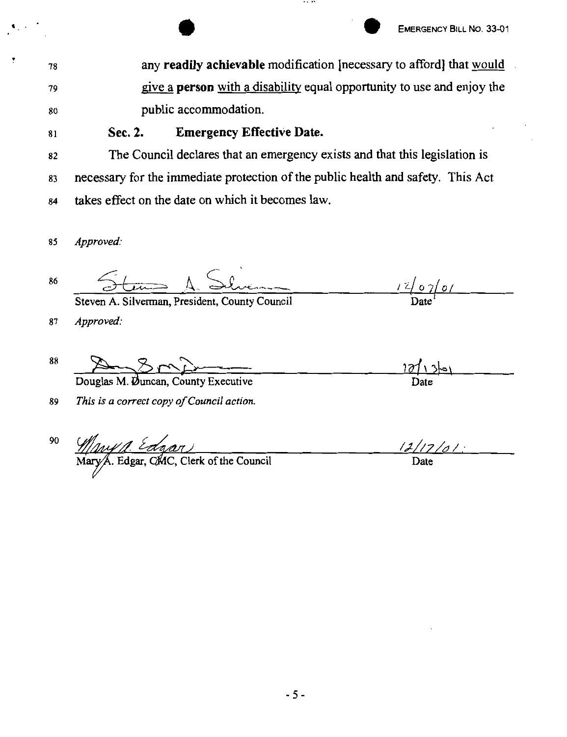78 any **readily achievable** modification [necessary to afford] that would

79 give a **person** with a disability equal opportunity to use and enjoy the

80 public accommodation.

81 **Sec. 2. Emergency Effective Date.**

82 The Council declares that an emergency exists and that this legislation is

83 necessary for the immediate protection of the public health and safety. This Act

84 takes effect on the date on which it becomes law.

85 *Approved:*

86 Steven A. Silverman, President, County Council — Date: 12/07/01

87 *Approved:*

88 Douglas M. Duncan, County Executive — Date: 12/13/01

89 *This is a correct copy of Council action.*

90 Mary A. Edgar, CMC, Clerk of the Council — Date: 12/17/01